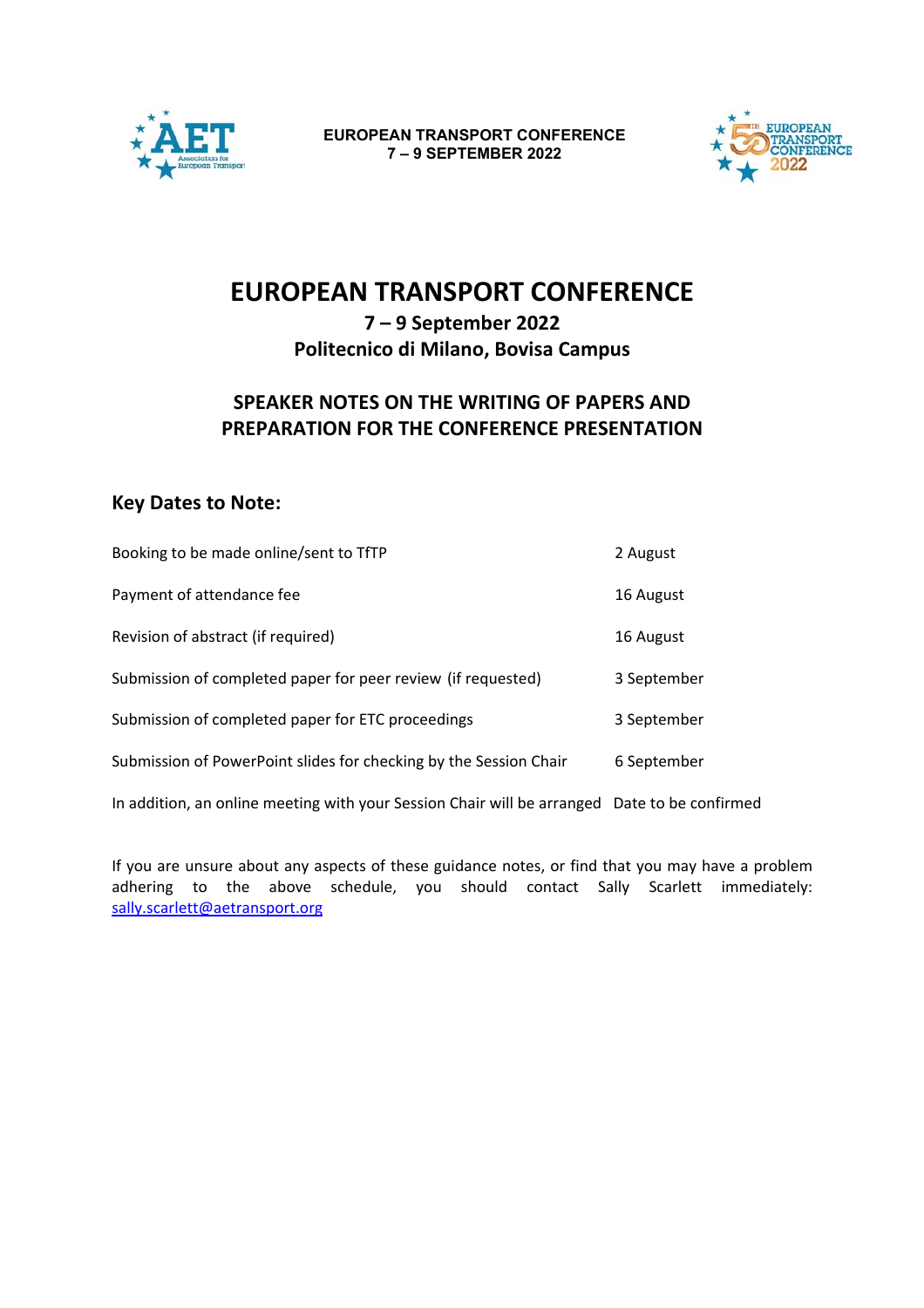EUROPEAN TRANSPORT CONFERENCE
7 – 9 SEPTEMBER 2022

# EUROPEAN TRANSPORT CONFERENCE

## 7 – 9 September 2022
## Politecnico di Milano, Bovisa Campus

## SPEAKER NOTES ON THE WRITING OF PAPERS AND PREPARATION FOR THE CONFERENCE PRESENTATION

### Key Dates to Note:

| | |
|---|---|
| Booking to be made online/sent to TfTP | 2 August |
| Payment of attendance fee | 16 August |
| Revision of abstract (if required) | 16 August |
| Submission of completed paper for peer review (if requested) | 3 September |
| Submission of completed paper for ETC proceedings | 3 September |
| Submission of PowerPoint slides for checking by the Session Chair | 6 September |
| In addition, an online meeting with your Session Chair will be arranged | Date to be confirmed |

If you are unsure about any aspects of these guidance notes, or find that you may have a problem adhering to the above schedule, you should contact Sally Scarlett immediately: sally.scarlett@aetransport.org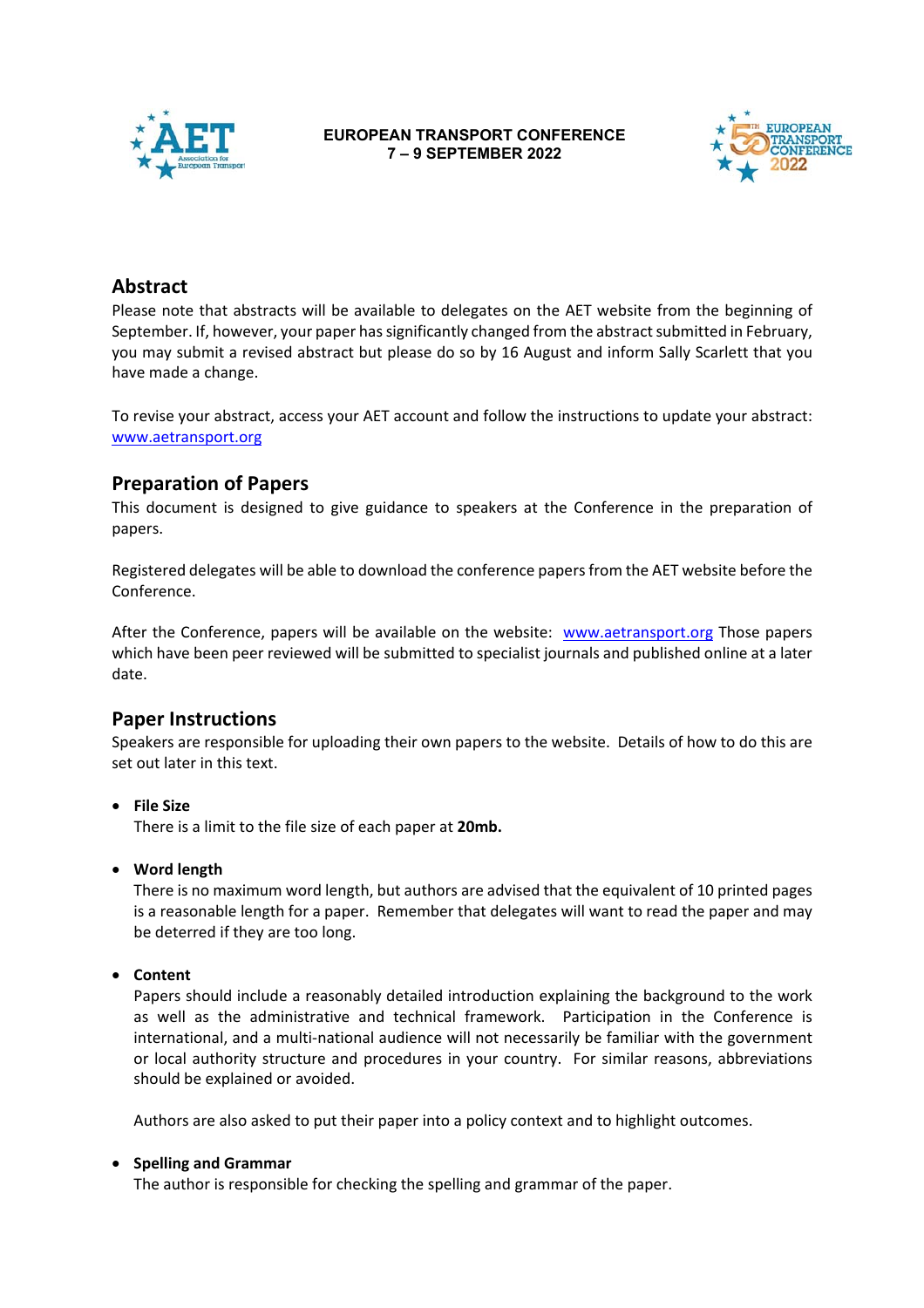## Abstract

Please note that abstracts will be available to delegates on the AET website from the beginning of September. If, however, your paper has significantly changed from the abstract submitted in February, you may submit a revised abstract but please do so by 16 August and inform Sally Scarlett that you have made a change.

To revise your abstract, access your AET account and follow the instructions to update your abstract: www.aetransport.org

## Preparation of Papers

This document is designed to give guidance to speakers at the Conference in the preparation of papers.

Registered delegates will be able to download the conference papers from the AET website before the Conference.

After the Conference, papers will be available on the website: www.aetransport.org Those papers which have been peer reviewed will be submitted to specialist journals and published online at a later date.

## Paper Instructions

Speakers are responsible for uploading their own papers to the website. Details of how to do this are set out later in this text.

- **File Size**
  There is a limit to the file size of each paper at **20mb.**

- **Word length**
  There is no maximum word length, but authors are advised that the equivalent of 10 printed pages is a reasonable length for a paper. Remember that delegates will want to read the paper and may be deterred if they are too long.

- **Content**
  Papers should include a reasonably detailed introduction explaining the background to the work as well as the administrative and technical framework. Participation in the Conference is international, and a multi-national audience will not necessarily be familiar with the government or local authority structure and procedures in your country. For similar reasons, abbreviations should be explained or avoided.

  Authors are also asked to put their paper into a policy context and to highlight outcomes.

- **Spelling and Grammar**
  The author is responsible for checking the spelling and grammar of the paper.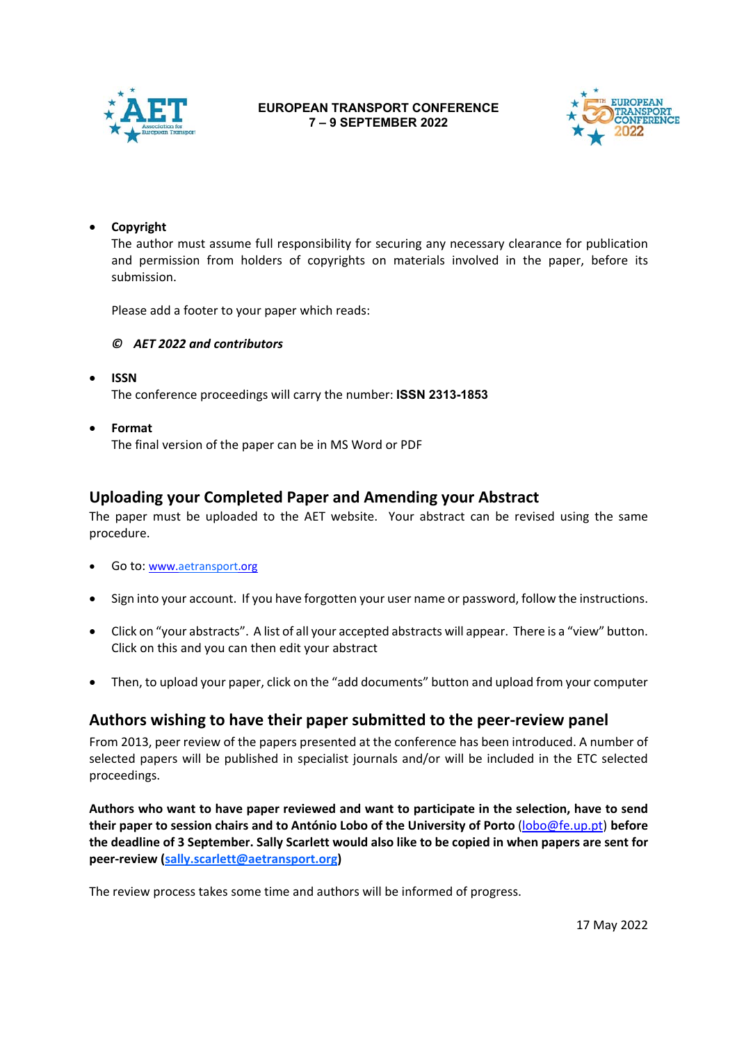- **Copyright**
  The author must assume full responsibility for securing any necessary clearance for publication and permission from holders of copyrights on materials involved in the paper, before its submission.

  Please add a footer to your paper which reads:

  ***© AET 2022 and contributors***

- **ISSN**
  The conference proceedings will carry the number: **ISSN 2313-1853**

- **Format**
  The final version of the paper can be in MS Word or PDF

## Uploading your Completed Paper and Amending your Abstract

The paper must be uploaded to the AET website. Your abstract can be revised using the same procedure.

- Go to: www.aetransport.org
- Sign into your account. If you have forgotten your user name or password, follow the instructions.
- Click on "your abstracts". A list of all your accepted abstracts will appear. There is a "view" button. Click on this and you can then edit your abstract
- Then, to upload your paper, click on the "add documents" button and upload from your computer

## Authors wishing to have their paper submitted to the peer-review panel

From 2013, peer review of the papers presented at the conference has been introduced. A number of selected papers will be published in specialist journals and/or will be included in the ETC selected proceedings.

**Authors who want to have paper reviewed and want to participate in the selection, have to send their paper to session chairs and to António Lobo of the University of Porto (lobo@fe.up.pt) before the deadline of 3 September. Sally Scarlett would also like to be copied in when papers are sent for peer-review (sally.scarlett@aetransport.org)**

The review process takes some time and authors will be informed of progress.

17 May 2022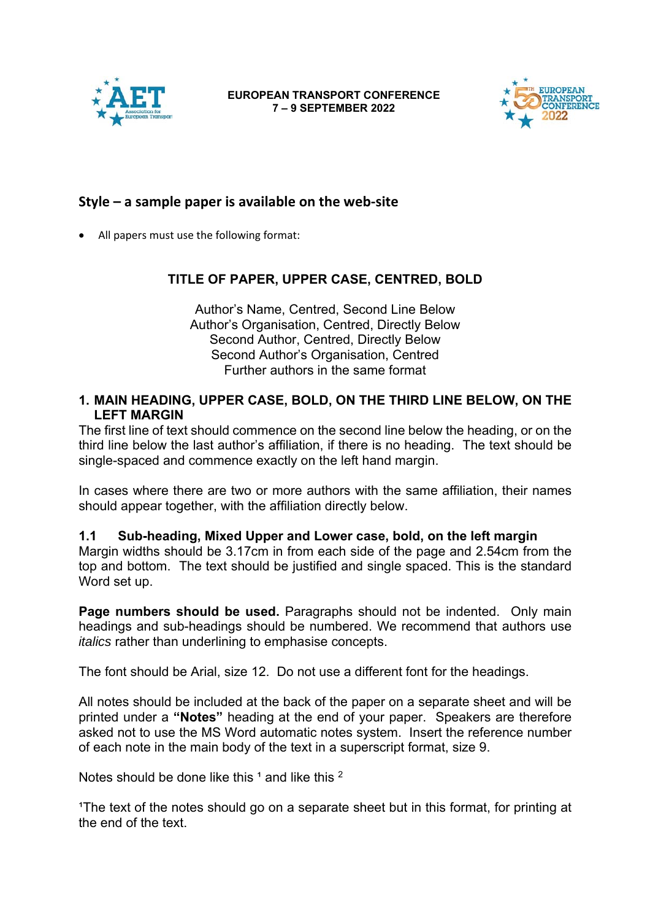## Style – a sample paper is available on the web-site

- All papers must use the following format:

**TITLE OF PAPER, UPPER CASE, CENTRED, BOLD**

Author's Name, Centred, Second Line Below
Author's Organisation, Centred, Directly Below
Second Author, Centred, Directly Below
Second Author's Organisation, Centred
Further authors in the same format

### 1. MAIN HEADING, UPPER CASE, BOLD, ON THE THIRD LINE BELOW, ON THE LEFT MARGIN

The first line of text should commence on the second line below the heading, or on the third line below the last author's affiliation, if there is no heading. The text should be single-spaced and commence exactly on the left hand margin.

In cases where there are two or more authors with the same affiliation, their names should appear together, with the affiliation directly below.

#### 1.1 Sub-heading, Mixed Upper and Lower case, bold, on the left margin

Margin widths should be 3.17cm in from each side of the page and 2.54cm from the top and bottom. The text should be justified and single spaced. This is the standard Word set up.

**Page numbers should be used.** Paragraphs should not be indented. Only main headings and sub-headings should be numbered. We recommend that authors use *italics* rather than underlining to emphasise concepts.

The font should be Arial, size 12. Do not use a different font for the headings.

All notes should be included at the back of the paper on a separate sheet and will be printed under a **"Notes"** heading at the end of your paper. Speakers are therefore asked not to use the MS Word automatic notes system. Insert the reference number of each note in the main body of the text in a superscript format, size 9.

Notes should be done like this [1] and like this [2]

[1]The text of the notes should go on a separate sheet but in this format, for printing at the end of the text.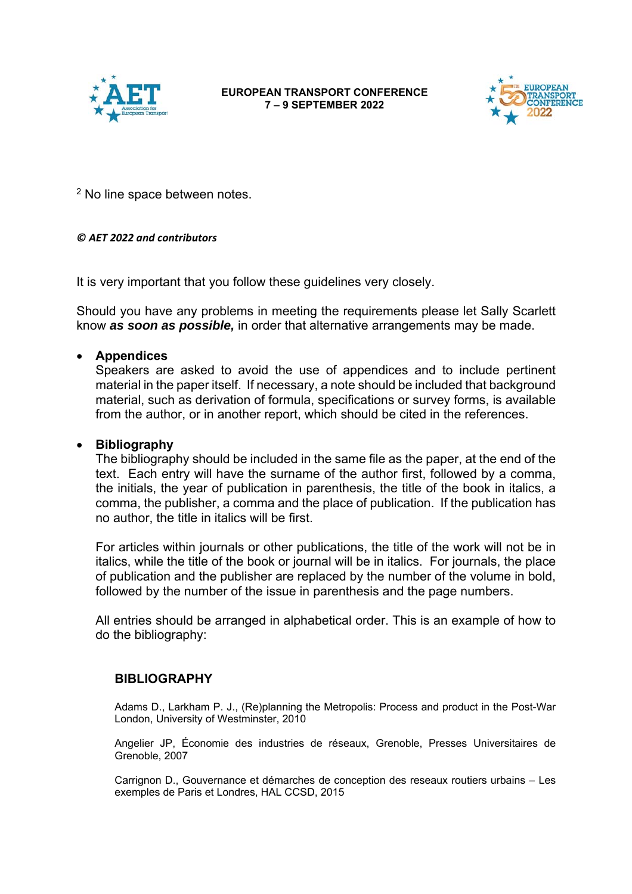[2] No line space between notes.

***© AET 2022 and contributors***

It is very important that you follow these guidelines very closely.

Should you have any problems in meeting the requirements please let Sally Scarlett know ***as soon as possible,*** in order that alternative arrangements may be made.

- **Appendices**
  Speakers are asked to avoid the use of appendices and to include pertinent material in the paper itself. If necessary, a note should be included that background material, such as derivation of formula, specifications or survey forms, is available from the author, or in another report, which should be cited in the references.

- **Bibliography**
  The bibliography should be included in the same file as the paper, at the end of the text. Each entry will have the surname of the author first, followed by a comma, the initials, the year of publication in parenthesis, the title of the book in italics, a comma, the publisher, a comma and the place of publication. If the publication has no author, the title in italics will be first.

  For articles within journals or other publications, the title of the work will not be in italics, while the title of the book or journal will be in italics. For journals, the place of publication and the publisher are replaced by the number of the volume in bold, followed by the number of the issue in parenthesis and the page numbers.

  All entries should be arranged in alphabetical order. This is an example of how to do the bibliography:

## BIBLIOGRAPHY

Adams D., Larkham P. J., (Re)planning the Metropolis: Process and product in the Post-War London, University of Westminster, 2010

Angelier JP, Économie des industries de réseaux, Grenoble, Presses Universitaires de Grenoble, 2007

Carrignon D., Gouvernance et démarches de conception des reseaux routiers urbains – Les exemples de Paris et Londres, HAL CCSD, 2015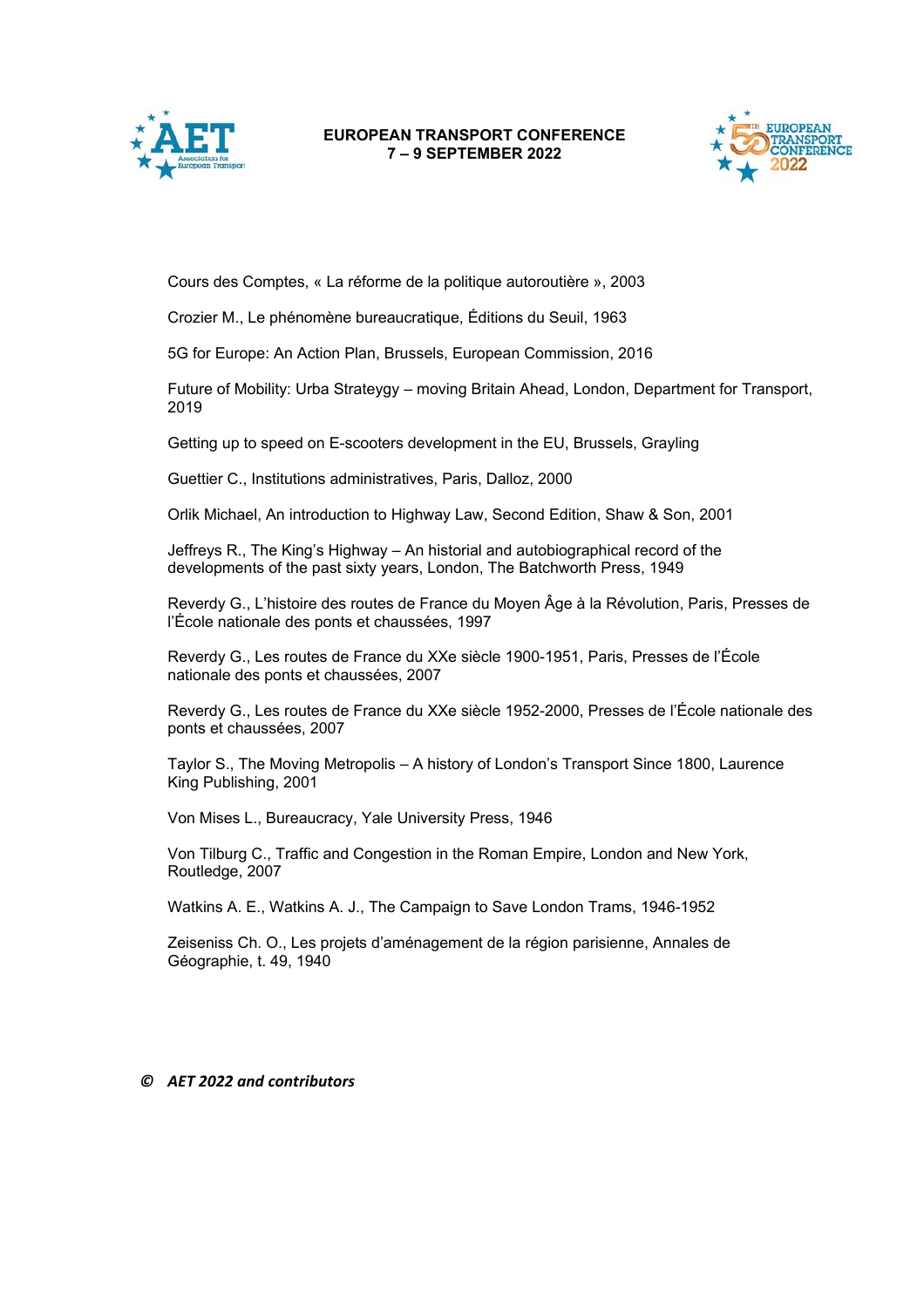Cours des Comptes, « La réforme de la politique autoroutière », 2003

Crozier M., Le phénomène bureaucratique, Éditions du Seuil, 1963

5G for Europe: An Action Plan, Brussels, European Commission, 2016

Future of Mobility: Urba Strateygy – moving Britain Ahead, London, Department for Transport, 2019

Getting up to speed on E-scooters development in the EU, Brussels, Grayling

Guettier C., Institutions administratives, Paris, Dalloz, 2000

Orlik Michael, An introduction to Highway Law, Second Edition, Shaw & Son, 2001

Jeffreys R., The King's Highway – An historial and autobiographical record of the developments of the past sixty years, London, The Batchworth Press, 1949

Reverdy G., L'histoire des routes de France du Moyen Âge à la Révolution, Paris, Presses de l'École nationale des ponts et chaussées, 1997

Reverdy G., Les routes de France du XXe siècle 1900-1951, Paris, Presses de l'École nationale des ponts et chaussées, 2007

Reverdy G., Les routes de France du XXe siècle 1952-2000, Presses de l'École nationale des ponts et chaussées, 2007

Taylor S., The Moving Metropolis – A history of London's Transport Since 1800, Laurence King Publishing, 2001

Von Mises L., Bureaucracy, Yale University Press, 1946

Von Tilburg C., Traffic and Congestion in the Roman Empire, London and New York, Routledge, 2007

Watkins A. E., Watkins A. J., The Campaign to Save London Trams, 1946-1952

Zeiseniss Ch. O., Les projets d'aménagement de la région parisienne, Annales de Géographie, t. 49, 1940

***© AET 2022 and contributors***